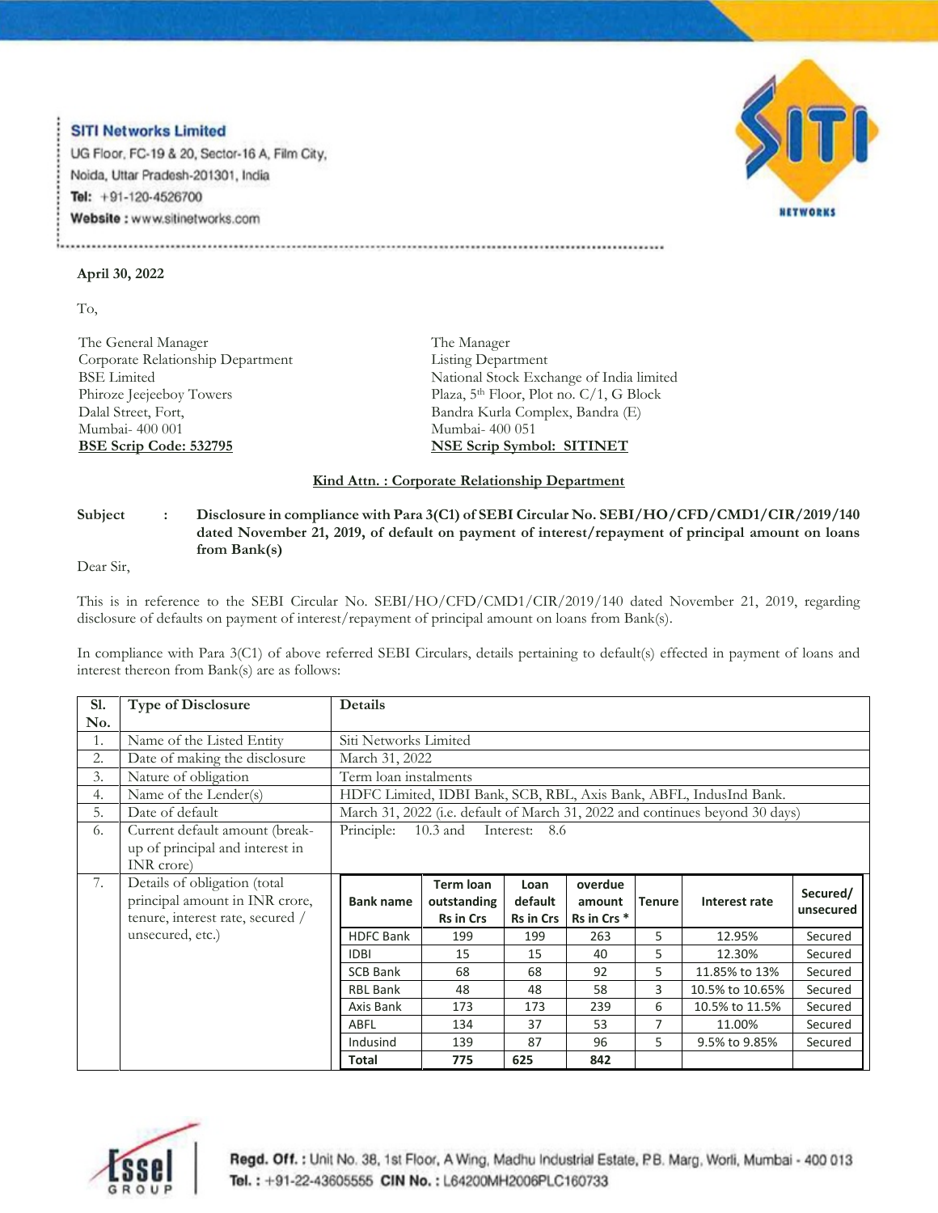**SITI Networks Limited**
UG Floor, FC-19 & 20, Sector-16 A, Film City,
Noida, Uttar Pradesh-201301, India
**Tel:** +91-120-4526700
**Website :** www.sitinetworks.com

**April 30, 2022**

To,

The General Manager
Corporate Relationship Department
BSE Limited
Phiroze Jeejeeboy Towers
Dalal Street, Fort,
Mumbai- 400 001
**BSE Scrip Code: 532795**

The Manager
Listing Department
National Stock Exchange of India limited
Plaza, 5th Floor, Plot no. C/1, G Block
Bandra Kurla Complex, Bandra (E)
Mumbai- 400 051
**NSE Scrip Symbol: SITINET**

**Kind Attn. : Corporate Relationship Department**

**Subject : Disclosure in compliance with Para 3(C1) of SEBI Circular No. SEBI/HO/CFD/CMD1/CIR/2019/140 dated November 21, 2019, of default on payment of interest/repayment of principal amount on loans from Bank(s)**

Dear Sir,

This is in reference to the SEBI Circular No. SEBI/HO/CFD/CMD1/CIR/2019/140 dated November 21, 2019, regarding disclosure of defaults on payment of interest/repayment of principal amount on loans from Bank(s).

In compliance with Para 3(C1) of above referred SEBI Circulars, details pertaining to default(s) effected in payment of loans and interest thereon from Bank(s) are as follows:

| Sl. No. | Type of Disclosure | Details |
|---|---|---|
| 1. | Name of the Listed Entity | Siti Networks Limited |
| 2. | Date of making the disclosure | March 31, 2022 |
| 3. | Nature of obligation | Term loan instalments |
| 4. | Name of the Lender(s) | HDFC Limited, IDBI Bank, SCB, RBL, Axis Bank, ABFL, IndusInd Bank. |
| 5. | Date of default | March 31, 2022 (i.e. default of March 31, 2022 and continues beyond 30 days) |
| 6. | Current default amount (break-up of principal and interest in INR crore) | Principle: 10.3 and Interest: 8.6 |
| 7. | Details of obligation (total principal amount in INR crore, tenure, interest rate, secured / unsecured, etc.) | See table below |

| Bank name | Term loan outstanding Rs in Crs | Loan default Rs in Crs | overdue amount Rs in Crs * | Tenure | Interest rate | Secured/ unsecured |
|---|---|---|---|---|---|---|
| HDFC Bank | 199 | 199 | 263 | 5 | 12.95% | Secured |
| IDBI | 15 | 15 | 40 | 5 | 12.30% | Secured |
| SCB Bank | 68 | 68 | 92 | 5 | 11.85% to 13% | Secured |
| RBL Bank | 48 | 48 | 58 | 3 | 10.5% to 10.65% | Secured |
| Axis Bank | 173 | 173 | 239 | 6 | 10.5% to 11.5% | Secured |
| ABFL | 134 | 37 | 53 | 7 | 11.00% | Secured |
| Indusind | 139 | 87 | 96 | 5 | 9.5% to 9.85% | Secured |
| **Total** | **775** | **625** | **842** | | | |

**Regd. Off. :** Unit No. 38, 1st Floor, A Wing, Madhu Industrial Estate, P.B. Marg, Worli, Mumbai - 400 013
**Tel. :** +91-22-43605555 **CIN No. :** L64200MH2006PLC160733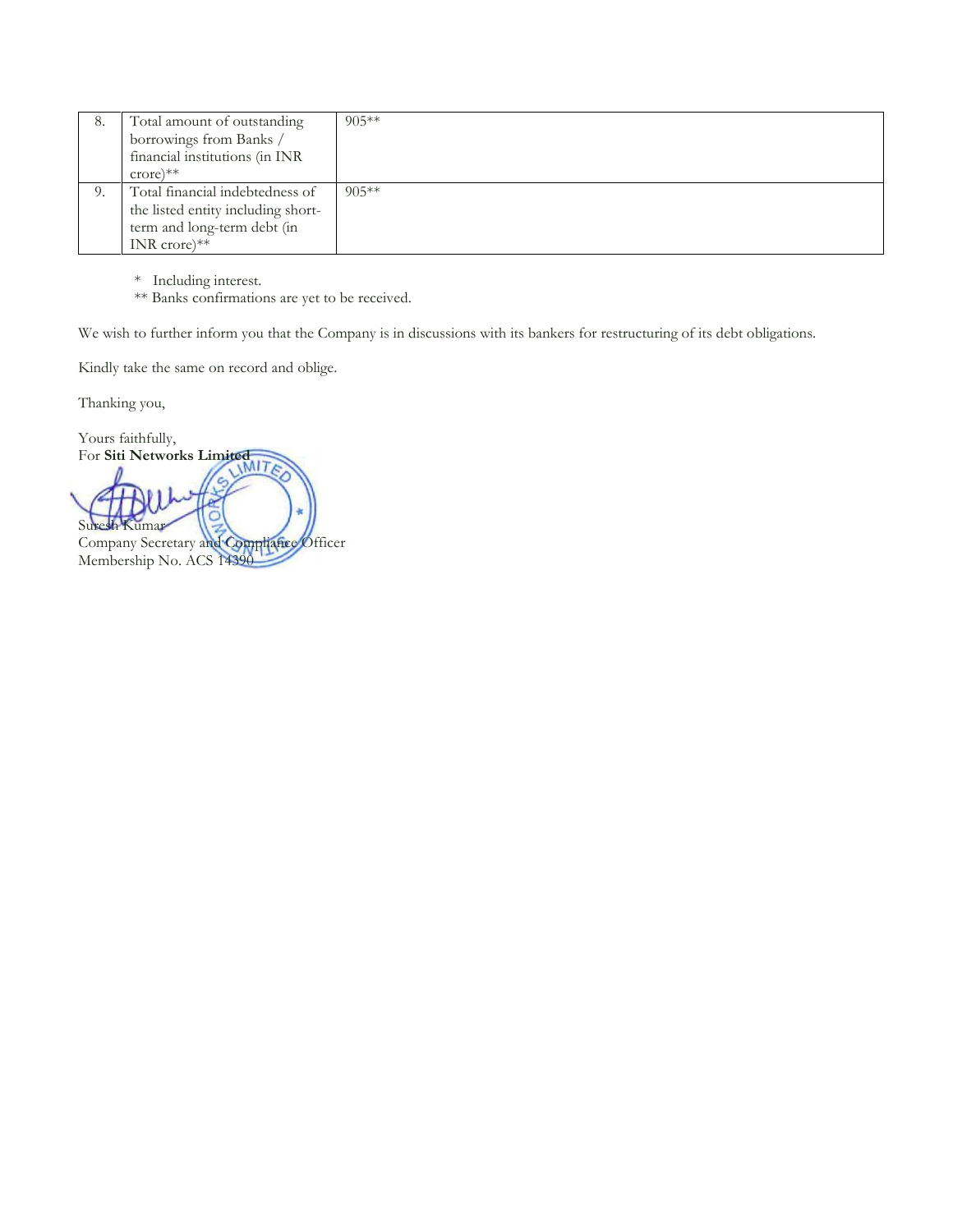| | | |
|---|---|---|
| 8. | Total amount of outstanding borrowings from Banks / financial institutions (in INR crore)** | 905** |
| 9. | Total financial indebtedness of the listed entity including short-term and long-term debt (in INR crore)** | 905** |

\* Including interest.

** Banks confirmations are yet to be received.

We wish to further inform you that the Company is in discussions with its bankers for restructuring of its debt obligations.

Kindly take the same on record and oblige.

Thanking you,

Yours faithfully,
For **Siti Networks Limited**

Suresh Kumar
Company Secretary and Compliance Officer
Membership No. ACS 14390